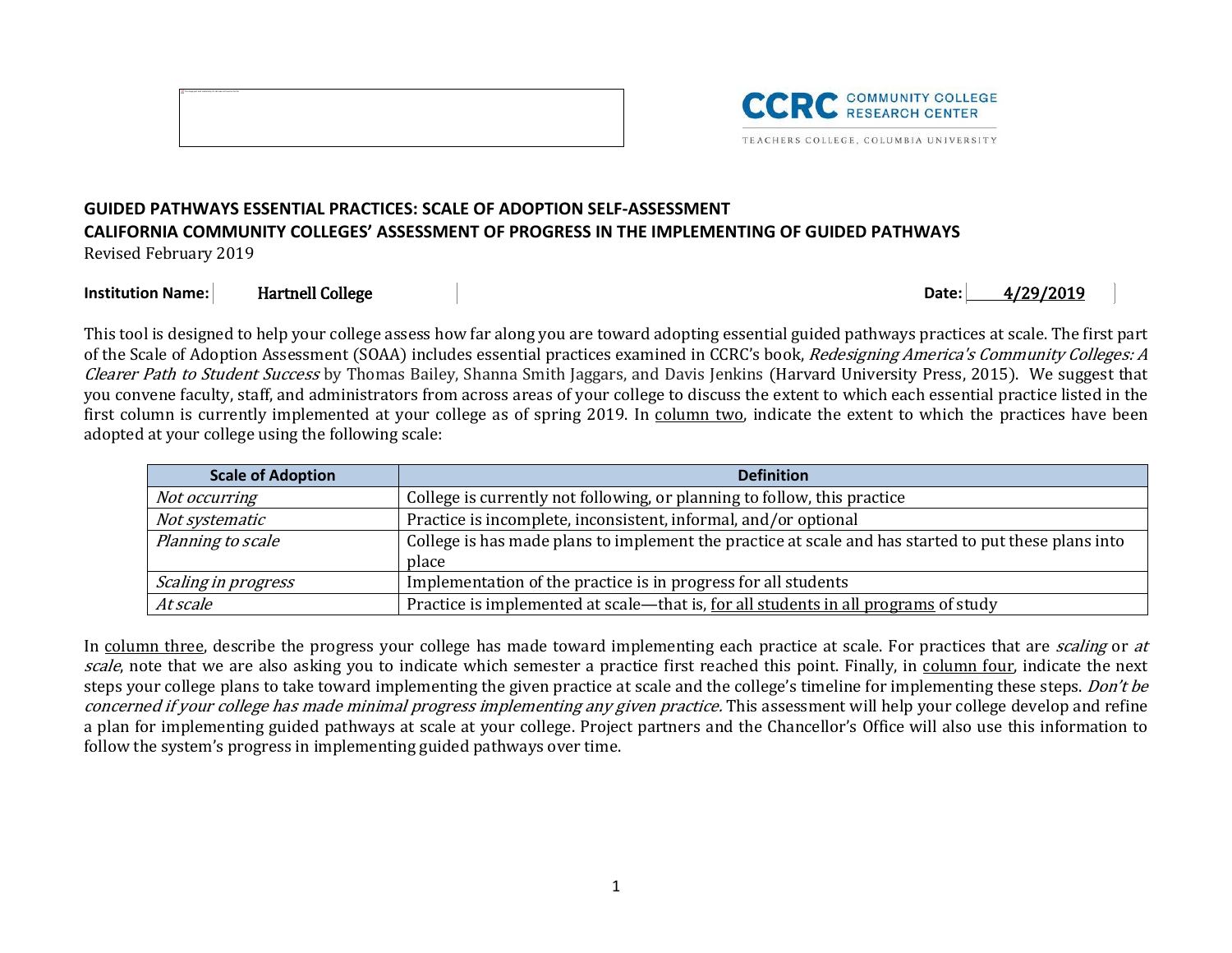**GUIDED PATHWAYS ESSENTIAL PRACTICES: SCALE OF ADOPTION SELF-ASSESSMENT**

**CALIFORNIA COMMUNITY COLLEGES' ASSESSMENT OF PROGRESS IN THE IMPLEMENTING OF GUIDED PATHWAYS**

Revised February 2019

**Institution Name:** Hartnell College **Date:** 4/29/2019

This tool is designed to help your college assess how far along you are toward adopting essential guided pathways practices at scale. The first part of the Scale of Adoption Assessment (SOAA) includes essential practices examined in CCRC's book, *Redesigning America's Community Colleges: A Clearer Path to Student Success* by Thomas Bailey, Shanna Smith Jaggars, and Davis Jenkins (Harvard University Press, 2015). We suggest that you convene faculty, staff, and administrators from across areas of your college to discuss the extent to which each essential practice listed in the first column is currently implemented at your college as of spring 2019. In column two, indicate the extent to which the practices have been adopted at your college using the following scale:

| Scale of Adoption | Definition |
|---|---|
| *Not occurring* | College is currently not following, or planning to follow, this practice |
| *Not systematic* | Practice is incomplete, inconsistent, informal, and/or optional |
| *Planning to scale* | College is has made plans to implement the practice at scale and has started to put these plans into place |
| *Scaling in progress* | Implementation of the practice is in progress for all students |
| *At scale* | Practice is implemented at scale—that is, for all students in all programs of study |

In column three, describe the progress your college has made toward implementing each practice at scale. For practices that are *scaling* or *at scale*, note that we are also asking you to indicate which semester a practice first reached this point. Finally, in column four, indicate the next steps your college plans to take toward implementing the given practice at scale and the college's timeline for implementing these steps. *Don't be concerned if your college has made minimal progress implementing any given practice.* This assessment will help your college develop and refine a plan for implementing guided pathways at scale at your college. Project partners and the Chancellor's Office will also use this information to follow the system's progress in implementing guided pathways over time.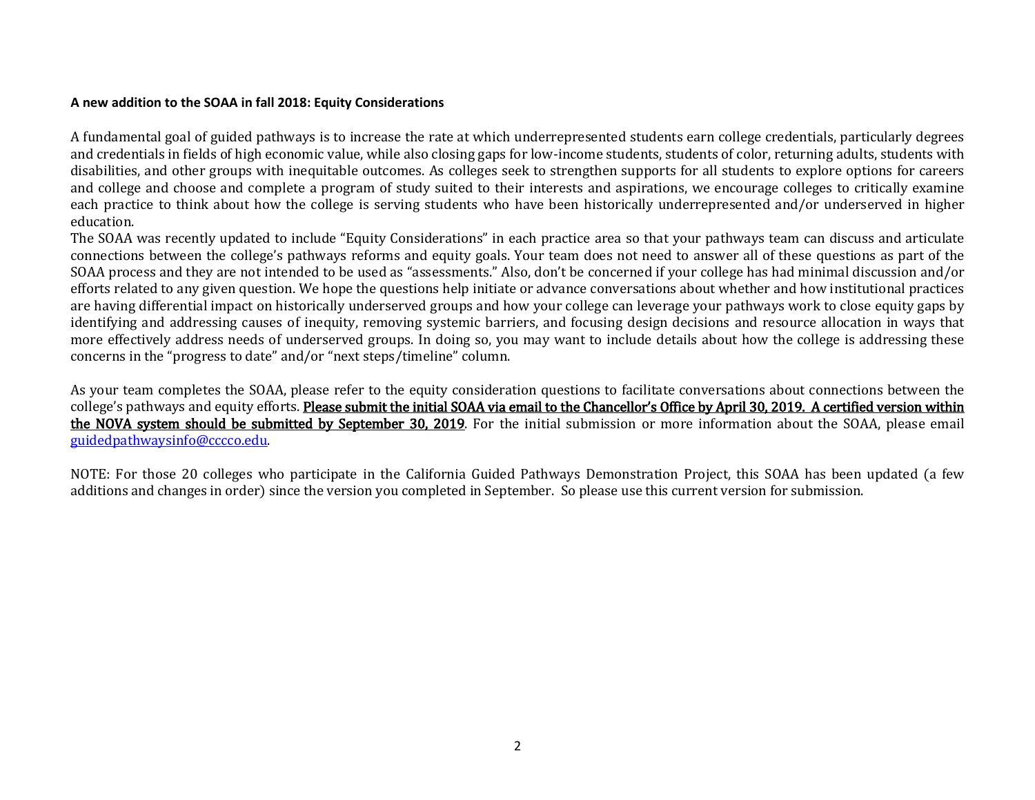**A new addition to the SOAA in fall 2018: Equity Considerations**

A fundamental goal of guided pathways is to increase the rate at which underrepresented students earn college credentials, particularly degrees and credentials in fields of high economic value, while also closing gaps for low-income students, students of color, returning adults, students with disabilities, and other groups with inequitable outcomes. As colleges seek to strengthen supports for all students to explore options for careers and college and choose and complete a program of study suited to their interests and aspirations, we encourage colleges to critically examine each practice to think about how the college is serving students who have been historically underrepresented and/or underserved in higher education.

The SOAA was recently updated to include "Equity Considerations" in each practice area so that your pathways team can discuss and articulate connections between the college's pathways reforms and equity goals. Your team does not need to answer all of these questions as part of the SOAA process and they are not intended to be used as "assessments." Also, don't be concerned if your college has had minimal discussion and/or efforts related to any given question. We hope the questions help initiate or advance conversations about whether and how institutional practices are having differential impact on historically underserved groups and how your college can leverage your pathways work to close equity gaps by identifying and addressing causes of inequity, removing systemic barriers, and focusing design decisions and resource allocation in ways that more effectively address needs of underserved groups. In doing so, you may want to include details about how the college is addressing these concerns in the "progress to date" and/or "next steps/timeline" column.

As your team completes the SOAA, please refer to the equity consideration questions to facilitate conversations about connections between the college's pathways and equity efforts. **Please submit the initial SOAA via email to the Chancellor's Office by April 30, 2019. A certified version within the NOVA system should be submitted by September 30, 2019**. For the initial submission or more information about the SOAA, please email guidedpathwaysinfo@cccco.edu.

NOTE: For those 20 colleges who participate in the California Guided Pathways Demonstration Project, this SOAA has been updated (a few additions and changes in order) since the version you completed in September. So please use this current version for submission.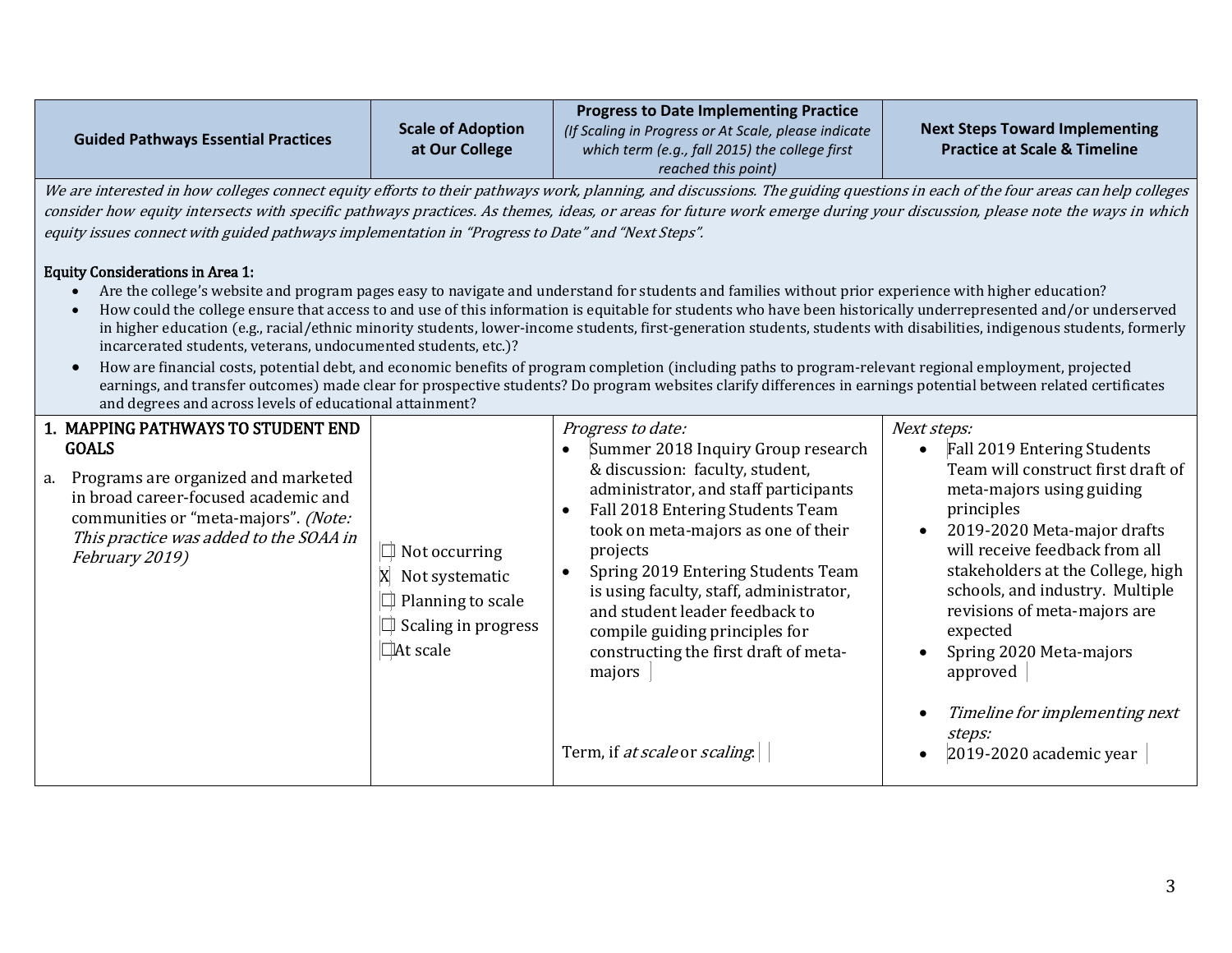| Guided Pathways Essential Practices | Scale of Adoption at Our College | Progress to Date Implementing Practice *(If Scaling in Progress or At Scale, please indicate which term (e.g., fall 2015) the college first reached this point)* | Next Steps Toward Implementing Practice at Scale & Timeline |
|---|---|---|---|
| *We are interested in how colleges connect equity efforts to their pathways work, planning, and discussions. The guiding questions in each of the four areas can help colleges consider how equity intersects with specific pathways practices. As themes, ideas, or areas for future work emerge during your discussion, please note the ways in which equity issues connect with guided pathways implementation in "Progress to Date" and "Next Steps".*<br><br>**Equity Considerations in Area 1:**<br>• Are the college's website and program pages easy to navigate and understand for students and families without prior experience with higher education?<br>• How could the college ensure that access to and use of this information is equitable for students who have been historically underrepresented and/or underserved in higher education (e.g., racial/ethnic minority students, lower-income students, first-generation students, students with disabilities, indigenous students, formerly incarcerated students, veterans, undocumented students, etc.)?<br>• How are financial costs, potential debt, and economic benefits of program completion (including paths to program-relevant regional employment, projected earnings, and transfer outcomes) made clear for prospective students? Do program websites clarify differences in earnings potential between related certificates and degrees and across levels of educational attainment? | | | |
| **1. MAPPING PATHWAYS TO STUDENT END GOALS**<br><br>a. Programs are organized and marketed in broad career-focused academic and communities or "meta-majors". *(Note: This practice was added to the SOAA in February 2019)* | ☐ Not occurring<br>X Not systematic<br>☐ Planning to scale<br>☐ Scaling in progress<br>☐At scale | *Progress to date:*<br>• Summer 2018 Inquiry Group research & discussion: faculty, student, administrator, and staff participants<br>• Fall 2018 Entering Students Team took on meta-majors as one of their projects<br>• Spring 2019 Entering Students Team is using faculty, staff, administrator, and student leader feedback to compile guiding principles for constructing the first draft of meta-majors<br><br>Term, if *at scale* or *scaling*: | *Next steps:*<br>• Fall 2019 Entering Students Team will construct first draft of meta-majors using guiding principles<br>• 2019-2020 Meta-major drafts will receive feedback from all stakeholders at the College, high schools, and industry. Multiple revisions of meta-majors are expected<br>• Spring 2020 Meta-majors approved<br>• *Timeline for implementing next steps:*<br>• 2019-2020 academic year |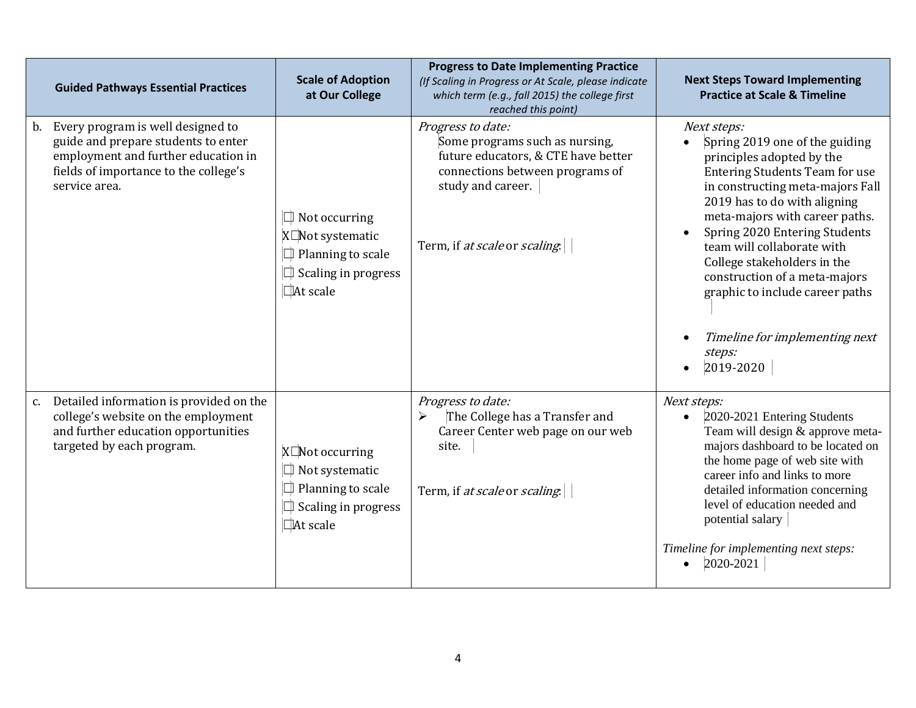| Guided Pathways Essential Practices | Scale of Adoption at Our College | Progress to Date Implementing Practice<br>*(If Scaling in Progress or At Scale, please indicate which term (e.g., fall 2015) the college first reached this point)* | Next Steps Toward Implementing Practice at Scale & Timeline |
|---|---|---|---|
| b. Every program is well designed to guide and prepare students to enter employment and further education in fields of importance to the college's service area. | ☐ Not occurring<br>X☐Not systematic<br>☐ Planning to scale<br>☐ Scaling in progress<br>☐At scale | *Progress to date:*<br>Some programs such as nursing, future educators, & CTE have better connections between programs of study and career.<br><br>Term, if *at scale* or *scaling*: | *Next steps:*<br>• Spring 2019 one of the guiding principles adopted by the Entering Students Team for use in constructing meta-majors Fall 2019 has to do with aligning meta-majors with career paths.<br>• Spring 2020 Entering Students team will collaborate with College stakeholders in the construction of a meta-majors graphic to include career paths<br><br>• *Timeline for implementing next steps:*<br>• 2019-2020 |
| c. Detailed information is provided on the college's website on the employment and further education opportunities targeted by each program. | X☐Not occurring<br>☐ Not systematic<br>☐ Planning to scale<br>☐ Scaling in progress<br>☐At scale | *Progress to date:*<br>➢ The College has a Transfer and Career Center web page on our web site.<br><br>Term, if *at scale* or *scaling*: | *Next steps:*<br>• 2020-2021 Entering Students Team will design & approve meta-majors dashboard to be located on the home page of web site with career info and links to more detailed information concerning level of education needed and potential salary<br><br>*Timeline for implementing next steps:*<br>• 2020-2021 |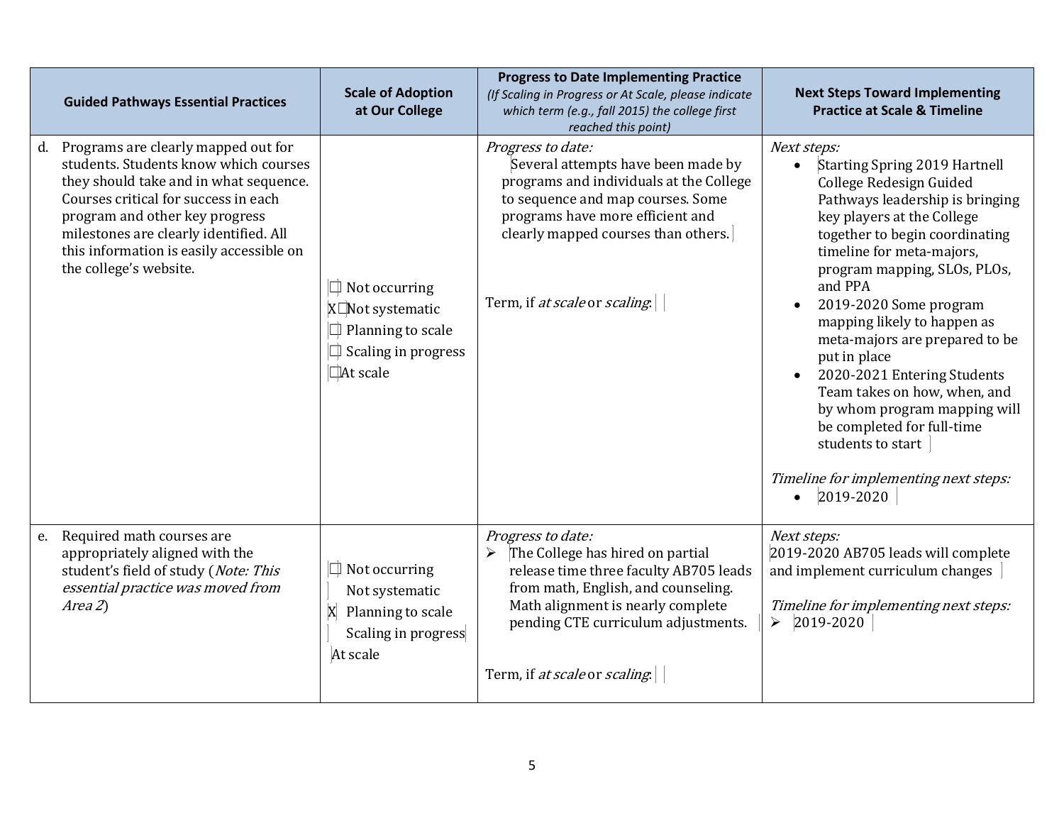| Guided Pathways Essential Practices | Scale of Adoption at Our College | Progress to Date Implementing Practice *(If Scaling in Progress or At Scale, please indicate which term (e.g., fall 2015) the college first reached this point)* | Next Steps Toward Implementing Practice at Scale & Timeline |
|---|---|---|---|
| d. Programs are clearly mapped out for students. Students know which courses they should take and in what sequence. Courses critical for success in each program and other key progress milestones are clearly identified. All this information is easily accessible on the college's website. | ☐ Not occurring<br>X☐Not systematic<br>☐ Planning to scale<br>☐ Scaling in progress<br>☐At scale | *Progress to date:*<br>Several attempts have been made by programs and individuals at the College to sequence and map courses. Some programs have more efficient and clearly mapped courses than others.<br><br>Term, if *at scale* or *scaling*: | *Next steps:*<br>• Starting Spring 2019 Hartnell College Redesign Guided Pathways leadership is bringing key players at the College together to begin coordinating timeline for meta-majors, program mapping, SLOs, PLOs, and PPA<br>• 2019-2020 Some program mapping likely to happen as meta-majors are prepared to be put in place<br>• 2020-2021 Entering Students Team takes on how, when, and by whom program mapping will be completed for full-time students to start<br><br>*Timeline for implementing next steps:*<br>• 2019-2020 |
| e. Required math courses are appropriately aligned with the student's field of study (*Note: This essential practice was moved from Area 2*) | ☐ Not occurring<br>Not systematic<br>X Planning to scale<br>Scaling in progress<br>At scale | *Progress to date:*<br>➢ The College has hired on partial release time three faculty AB705 leads from math, English, and counseling. Math alignment is nearly complete pending CTE curriculum adjustments.<br><br>Term, if *at scale* or *scaling*: | *Next steps:*<br>2019-2020 AB705 leads will complete and implement curriculum changes<br><br>*Timeline for implementing next steps:*<br>➢ 2019-2020 |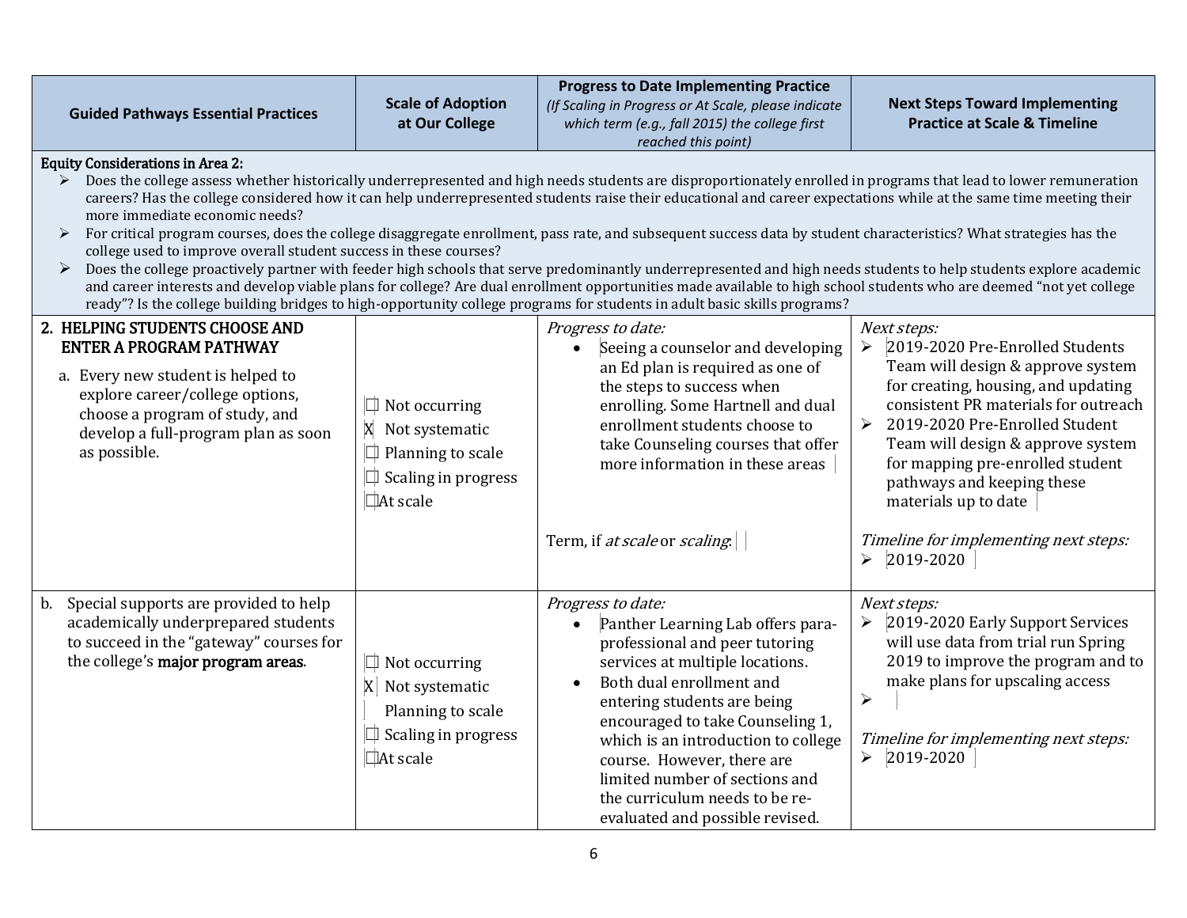| Guided Pathways Essential Practices | Scale of Adoption at Our College | Progress to Date Implementing Practice *(If Scaling in Progress or At Scale, please indicate which term (e.g., fall 2015) the college first reached this point)* | Next Steps Toward Implementing Practice at Scale & Timeline |
|---|---|---|---|
| **Equity Considerations in Area 2:** ➢ Does the college assess whether historically underrepresented and high needs students are disproportionately enrolled in programs that lead to lower remuneration careers? Has the college considered how it can help underrepresented students raise their educational and career expectations while at the same time meeting their more immediate economic needs? ➢ For critical program courses, does the college disaggregate enrollment, pass rate, and subsequent success data by student characteristics? What strategies has the college used to improve overall student success in these courses? ➢ Does the college proactively partner with feeder high schools that serve predominantly underrepresented and high needs students to help students explore academic and career interests and develop viable plans for college? Are dual enrollment opportunities made available to high school students who are deemed "not yet college ready"? Is the college building bridges to high-opportunity college programs for students in adult basic skills programs? | | | |
| **2. HELPING STUDENTS CHOOSE AND ENTER A PROGRAM PATHWAY**<br>a. Every new student is helped to explore career/college options, choose a program of study, and develop a full-program plan as soon as possible. | ☐ Not occurring<br>X Not systematic<br>☐ Planning to scale<br>☐ Scaling in progress<br>☐At scale | *Progress to date:*<br>• Seeing a counselor and developing an Ed plan is required as one of the steps to success when enrolling. Some Hartnell and dual enrollment students choose to take Counseling courses that offer more information in these areas<br><br>Term, if *at scale* or *scaling*: | *Next steps:*<br>➢ 2019-2020 Pre-Enrolled Students Team will design & approve system for creating, housing, and updating consistent PR materials for outreach<br>➢ 2019-2020 Pre-Enrolled Student Team will design & approve system for mapping pre-enrolled student pathways and keeping these materials up to date<br><br>*Timeline for implementing next steps:*<br>➢ 2019-2020 |
| b. Special supports are provided to help academically underprepared students to succeed in the "gateway" courses for the college's **major program areas**. | ☐ Not occurring<br>X Not systematic<br>Planning to scale<br>☐ Scaling in progress<br>☐At scale | *Progress to date:*<br>• Panther Learning Lab offers para-professional and peer tutoring services at multiple locations.<br>• Both dual enrollment and entering students are being encouraged to take Counseling 1, which is an introduction to college course. However, there are limited number of sections and the curriculum needs to be re-evaluated and possible revised. | *Next steps:*<br>➢ 2019-2020 Early Support Services will use data from trial run Spring 2019 to improve the program and to make plans for upscaling access<br>➢<br><br>*Timeline for implementing next steps:*<br>➢ 2019-2020 |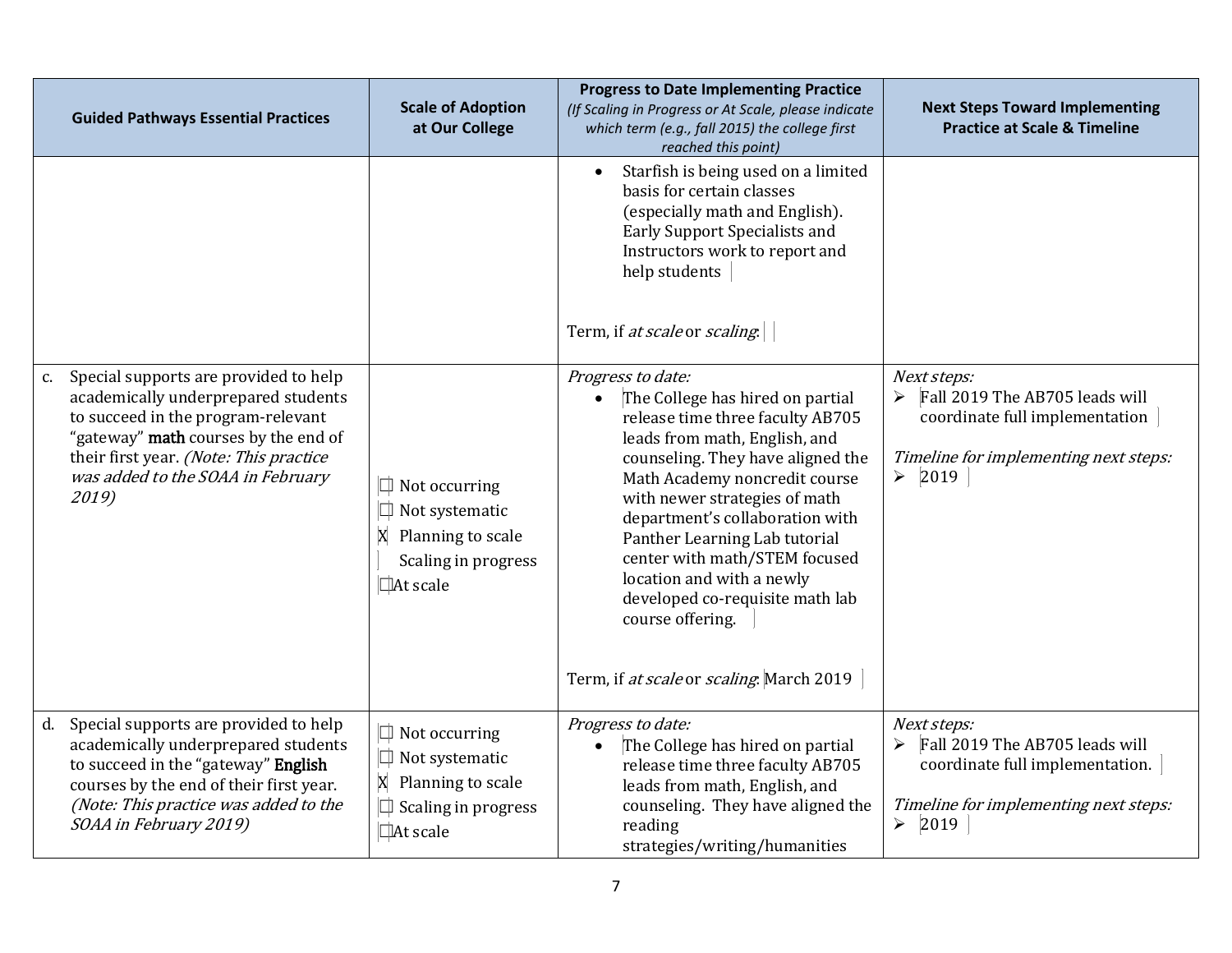| Guided Pathways Essential Practices | Scale of Adoption at Our College | Progress to Date Implementing Practice *(If Scaling in Progress or At Scale, please indicate which term (e.g., fall 2015) the college first reached this point)* | Next Steps Toward Implementing Practice at Scale & Timeline |
|---|---|---|---|
| | | • Starfish is being used on a limited basis for certain classes (especially math and English). Early Support Specialists and Instructors work to report and help students<br><br>Term, if *at scale* or *scaling*: | |
| c. Special supports are provided to help academically underprepared students to succeed in the program-relevant “gateway” **math** courses by the end of their first year. *(Note: This practice was added to the SOAA in February 2019)* | ☐ Not occurring<br>☐ Not systematic<br>X Planning to scale<br>Scaling in progress<br>☐At scale | *Progress to date:*<br>• The College has hired on partial release time three faculty AB705 leads from math, English, and counseling. They have aligned the Math Academy noncredit course with newer strategies of math department’s collaboration with Panther Learning Lab tutorial center with math/STEM focused location and with a newly developed co-requisite math lab course offering.<br><br>Term, if *at scale* or *scaling*: March 2019 | *Next steps:*<br>➢ Fall 2019 The AB705 leads will coordinate full implementation<br><br>*Timeline for implementing next steps:*<br>➢ 2019 |
| d. Special supports are provided to help academically underprepared students to succeed in the “gateway” **English** courses by the end of their first year. *(Note: This practice was added to the SOAA in February 2019)* | ☐ Not occurring<br>☐ Not systematic<br>X Planning to scale<br>☐ Scaling in progress<br>☐At scale | *Progress to date:*<br>• The College has hired on partial release time three faculty AB705 leads from math, English, and counseling. They have aligned the reading strategies/writing/humanities | *Next steps:*<br>➢ Fall 2019 The AB705 leads will coordinate full implementation.<br><br>*Timeline for implementing next steps:*<br>➢ 2019 |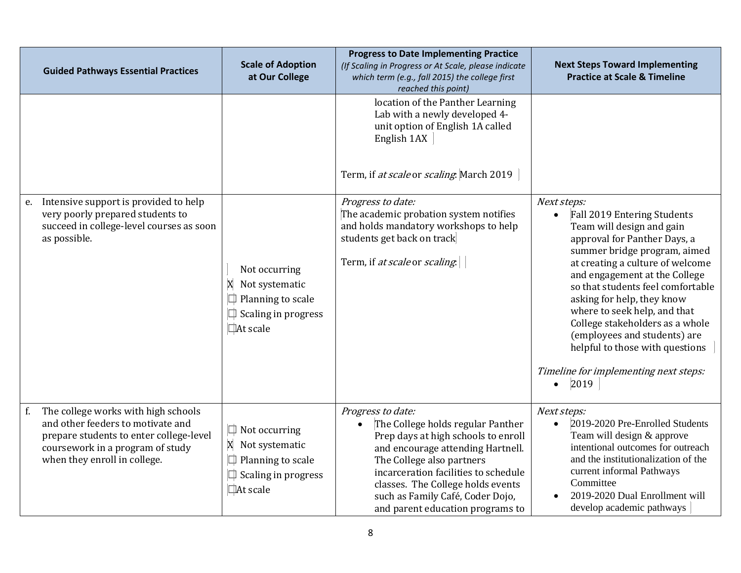| Guided Pathways Essential Practices | Scale of Adoption at Our College | Progress to Date Implementing Practice *(If Scaling in Progress or At Scale, please indicate which term (e.g., fall 2015) the college first reached this point)* | Next Steps Toward Implementing Practice at Scale & Timeline |
|---|---|---|---|
| | | location of the Panther Learning Lab with a newly developed 4-unit option of English 1A called English 1AX<br><br>Term, if *at scale* or *scaling*: March 2019 | |
| e. Intensive support is provided to help very poorly prepared students to succeed in college-level courses as soon as possible. | Not occurring<br>X Not systematic<br>☐ Planning to scale<br>☐ Scaling in progress<br>☐At scale | *Progress to date:*<br>The academic probation system notifies and holds mandatory workshops to help students get back on track<br><br>Term, if *at scale* or *scaling*: | *Next steps:*<br>• Fall 2019 Entering Students Team will design and gain approval for Panther Days, a summer bridge program, aimed at creating a culture of welcome and engagement at the College so that students feel comfortable asking for help, they know where to seek help, and that College stakeholders as a whole (employees and students) are helpful to those with questions<br><br>*Timeline for implementing next steps:*<br>• 2019 |
| f. The college works with high schools and other feeders to motivate and prepare students to enter college-level coursework in a program of study when they enroll in college. | ☐ Not occurring<br>X Not systematic<br>☐ Planning to scale<br>☐ Scaling in progress<br>☐At scale | *Progress to date:*<br>• The College holds regular Panther Prep days at high schools to enroll and encourage attending Hartnell. The College also partners incarceration facilities to schedule classes. The College holds events such as Family Café, Coder Dojo, and parent education programs to | *Next steps:*<br>• 2019-2020 Pre-Enrolled Students Team will design & approve intentional outcomes for outreach and the institutionalization of the current informal Pathways Committee<br>• 2019-2020 Dual Enrollment will develop academic pathways |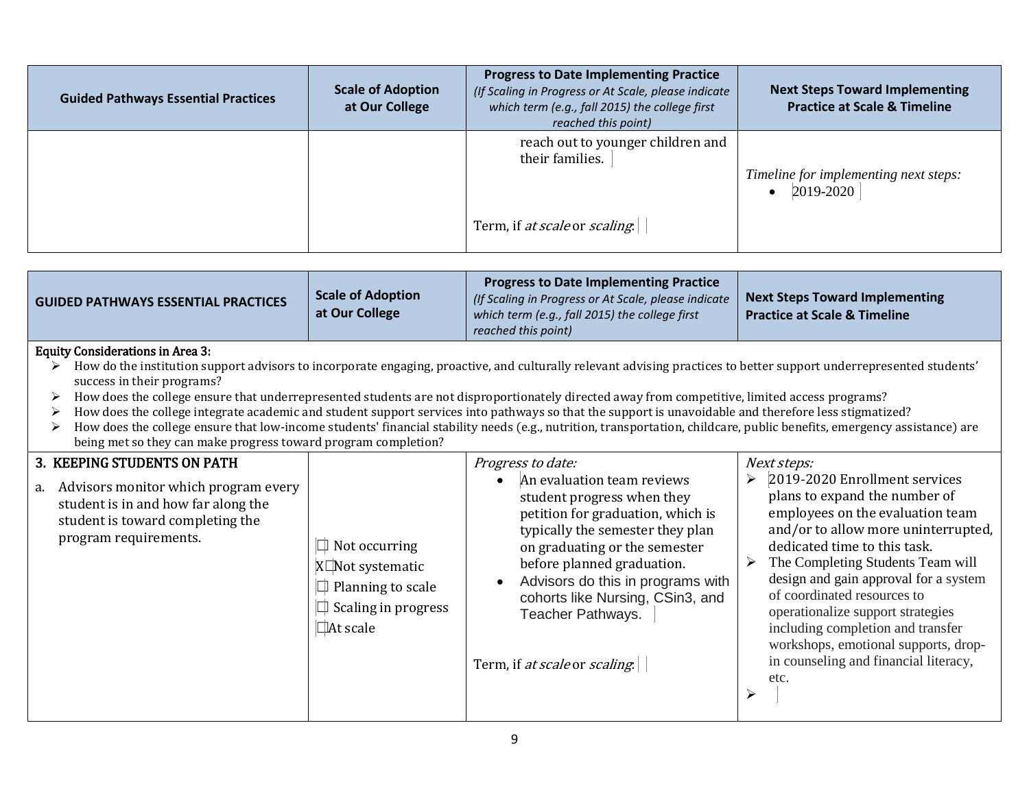| Guided Pathways Essential Practices | Scale of Adoption at Our College | Progress to Date Implementing Practice *(If Scaling in Progress or At Scale, please indicate which term (e.g., fall 2015) the college first reached this point)* | Next Steps Toward Implementing Practice at Scale & Timeline |
|---|---|---|---|
| | | reach out to younger children and their families.<br><br>Term, if *at scale* or *scaling*: | *Timeline for implementing next steps:*<br>• 2019-2020 |

| GUIDED PATHWAYS ESSENTIAL PRACTICES | Scale of Adoption at Our College | Progress to Date Implementing Practice *(If Scaling in Progress or At Scale, please indicate which term (e.g., fall 2015) the college first reached this point)* | Next Steps Toward Implementing Practice at Scale & Timeline |
|---|---|---|---|
| **Equity Considerations in Area 3:**<br>➢ How do the institution support advisors to incorporate engaging, proactive, and culturally relevant advising practices to better support underrepresented students' success in their programs?<br>➢ How does the college ensure that underrepresented students are not disproportionately directed away from competitive, limited access programs?<br>➢ How does the college integrate academic and student support services into pathways so that the support is unavoidable and therefore less stigmatized?<br>➢ How does the college ensure that low-income students' financial stability needs (e.g., nutrition, transportation, childcare, public benefits, emergency assistance) are being met so they can make progress toward program completion? | | | |
| **3. KEEPING STUDENTS ON PATH**<br>a. Advisors monitor which program every student is in and how far along the student is toward completing the program requirements. | ☐ Not occurring<br>X☐Not systematic<br>☐ Planning to scale<br>☐ Scaling in progress<br>☐At scale | *Progress to date:*<br>• An evaluation team reviews student progress when they petition for graduation, which is typically the semester they plan on graduating or the semester before planned graduation.<br>• Advisors do this in programs with cohorts like Nursing, CSin3, and Teacher Pathways.<br><br>Term, if *at scale* or *scaling*: | *Next steps:*<br>➢ 2019-2020 Enrollment services plans to expand the number of employees on the evaluation team and/or to allow more uninterrupted, dedicated time to this task.<br>➢ The Completing Students Team will design and gain approval for a system of coordinated resources to operationalize support strategies including completion and transfer workshops, emotional supports, drop-in counseling and financial literacy, etc.<br>➢ |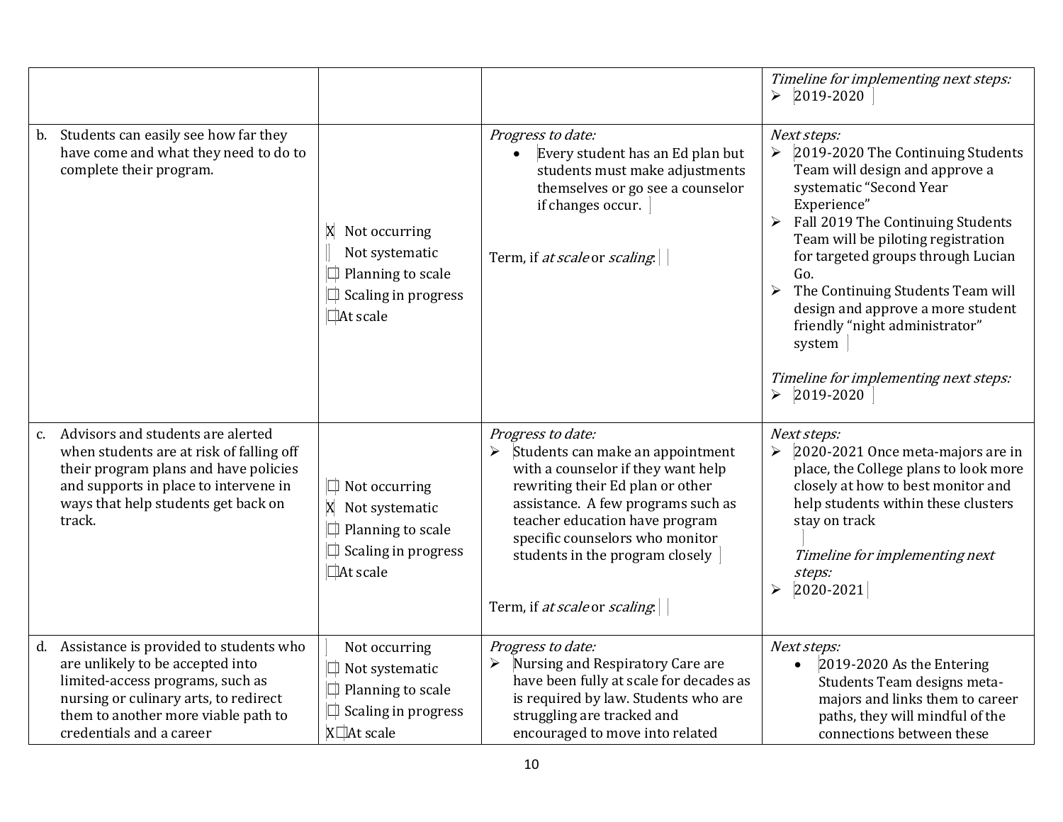| | | | |
|---|---|---|---|
| | | | *Timeline for implementing next steps:*<br>➢ 2019-2020 |
| b. Students can easily see how far they have come and what they need to do to complete their program. | X Not occurring<br>Not systematic<br>☐ Planning to scale<br>☐ Scaling in progress<br>☐At scale | *Progress to date:*<br>• Every student has an Ed plan but students must make adjustments themselves or go see a counselor if changes occur.<br><br>Term, if *at scale* or *scaling*: | *Next steps:*<br>➢ 2019-2020 The Continuing Students Team will design and approve a systematic "Second Year Experience"<br>➢ Fall 2019 The Continuing Students Team will be piloting registration for targeted groups through Lucian Go.<br>➢ The Continuing Students Team will design and approve a more student friendly "night administrator" system<br><br>*Timeline for implementing next steps:*<br>➢ 2019-2020 |
| c. Advisors and students are alerted when students are at risk of falling off their program plans and have policies and supports in place to intervene in ways that help students get back on track. | ☐ Not occurring<br>X Not systematic<br>☐ Planning to scale<br>☐ Scaling in progress<br>☐At scale | *Progress to date:*<br>➢ Students can make an appointment with a counselor if they want help rewriting their Ed plan or other assistance. A few programs such as teacher education have program specific counselors who monitor students in the program closely<br><br>Term, if *at scale* or *scaling*: | *Next steps:*<br>➢ 2020-2021 Once meta-majors are in place, the College plans to look more closely at how to best monitor and help students within these clusters stay on track<br><br>*Timeline for implementing next steps:*<br>➢ 2020-2021 |
| d. Assistance is provided to students who are unlikely to be accepted into limited-access programs, such as nursing or culinary arts, to redirect them to another more viable path to credentials and a career | Not occurring<br>☐ Not systematic<br>☐ Planning to scale<br>☐ Scaling in progress<br>X☐At scale | *Progress to date:*<br>➢ Nursing and Respiratory Care are have been fully at scale for decades as is required by law. Students who are struggling are tracked and encouraged to move into related | *Next steps:*<br>• 2019-2020 As the Entering Students Team designs meta-majors and links them to career paths, they will mindful of the connections between these |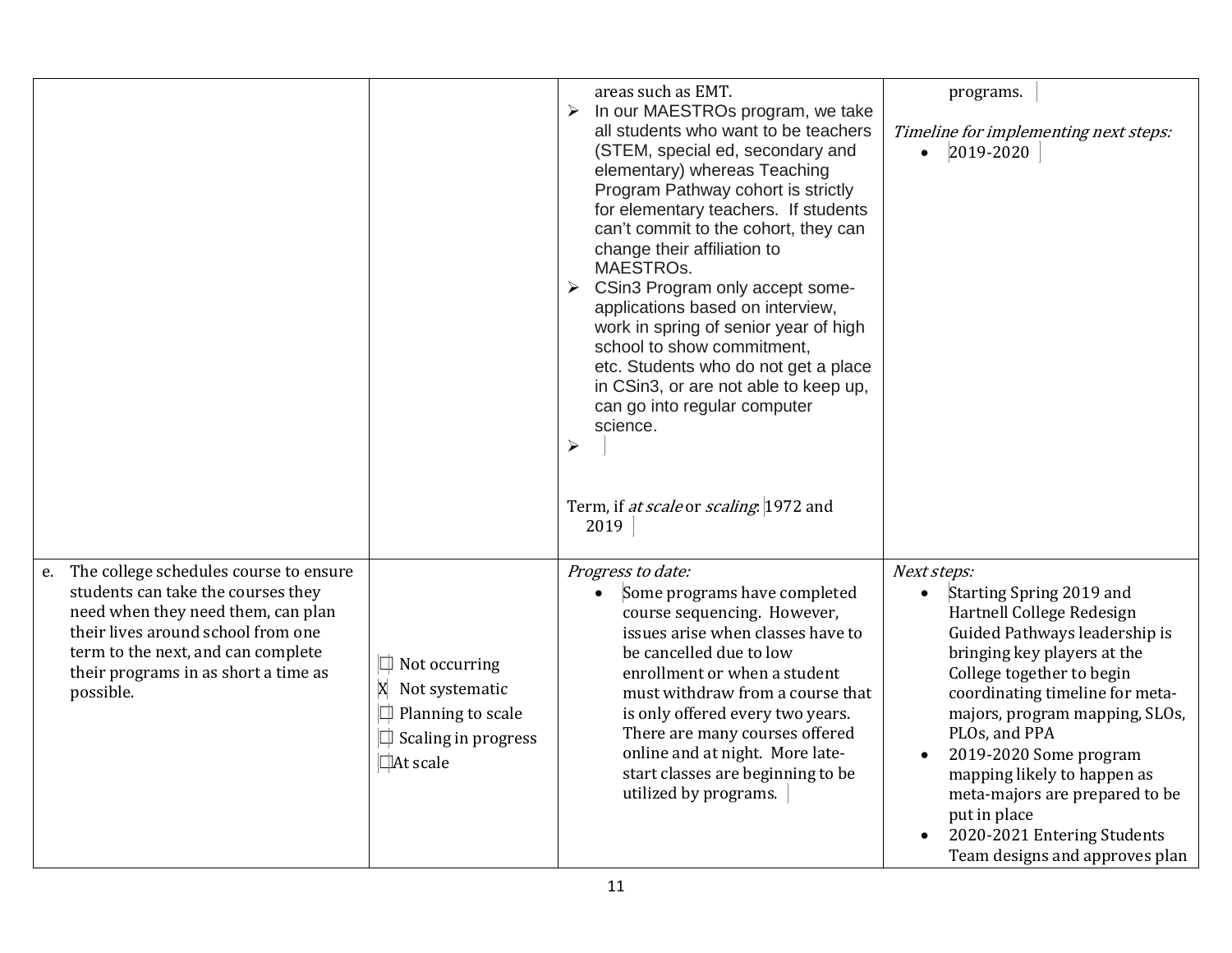| | | | |
|---|---|---|---|
| | | areas such as EMT.<br>➢ In our MAESTROs program, we take all students who want to be teachers (STEM, special ed, secondary and elementary) whereas Teaching Program Pathway cohort is strictly for elementary teachers. If students can't commit to the cohort, they can change their affiliation to MAESTROs.<br>➢ CSin3 Program only accept some- applications based on interview, work in spring of senior year of high school to show commitment, etc. Students who do not get a place in CSin3, or are not able to keep up, can go into regular computer science.<br>➢<br><br>Term, if *at scale* or *scaling*: 1972 and 2019 | programs.<br><br>*Timeline for implementing next steps:*<br>• 2019-2020 |
| e. The college schedules course to ensure students can take the courses they need when they need them, can plan their lives around school from one term to the next, and can complete their programs in as short a time as possible. | ☐ Not occurring<br>X Not systematic<br>☐ Planning to scale<br>☐ Scaling in progress<br>☐At scale | *Progress to date:*<br>• Some programs have completed course sequencing. However, issues arise when classes have to be cancelled due to low enrollment or when a student must withdraw from a course that is only offered every two years. There are many courses offered online and at night. More late-start classes are beginning to be utilized by programs. | *Next steps:*<br>• Starting Spring 2019 and Hartnell College Redesign Guided Pathways leadership is bringing key players at the College together to begin coordinating timeline for meta-majors, program mapping, SLOs, PLOs, and PPA<br>• 2019-2020 Some program mapping likely to happen as meta-majors are prepared to be put in place<br>• 2020-2021 Entering Students Team designs and approves plan |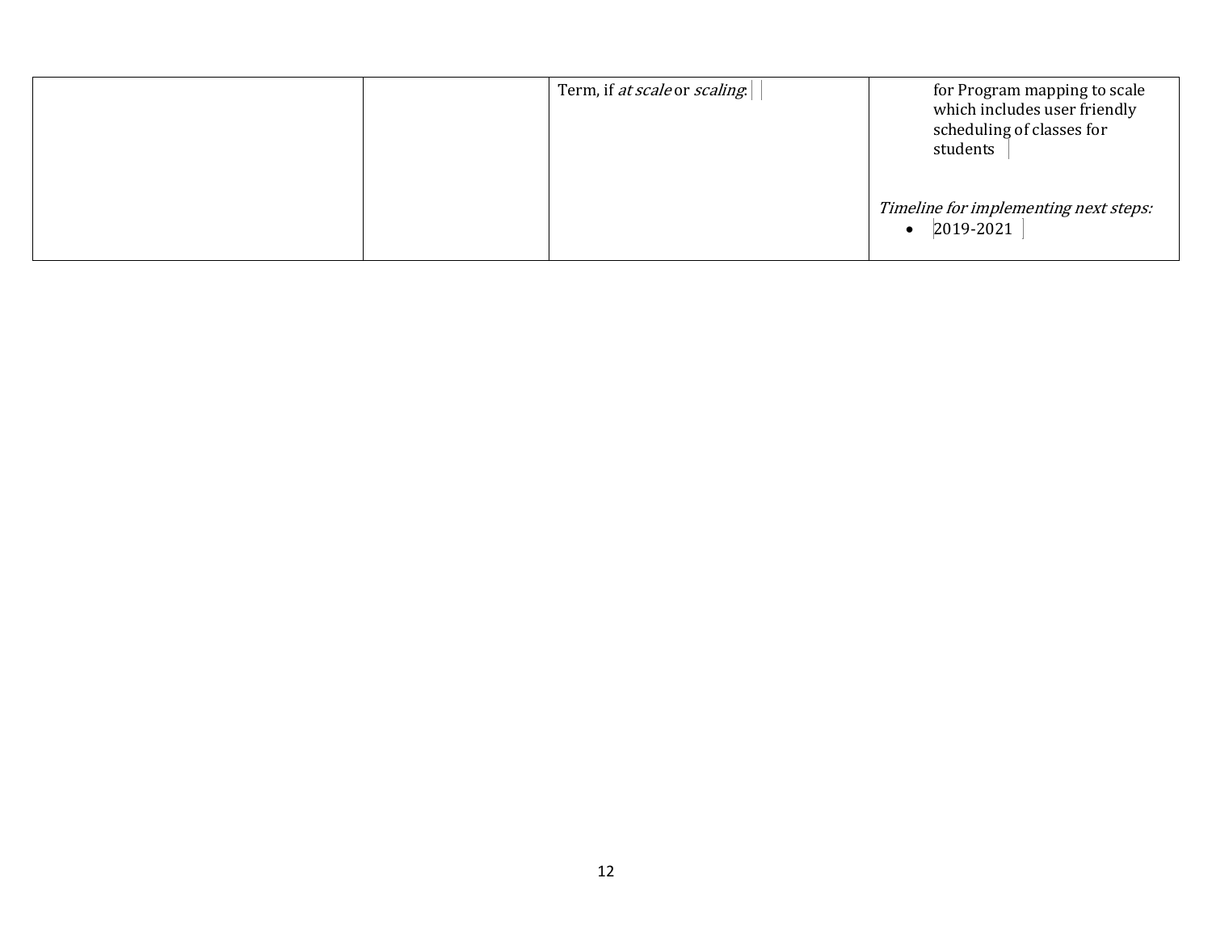| | | | |
|---|---|---|---|
| | | Term, if *at scale* or *scaling*: | for Program mapping to scale which includes user friendly scheduling of classes for students<br><br>*Timeline for implementing next steps:*<br>• 2019-2021 |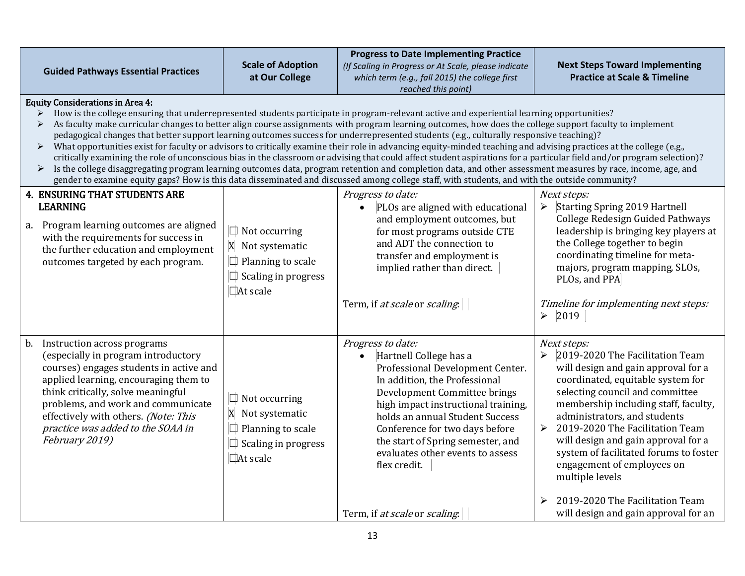| Guided Pathways Essential Practices | Scale of Adoption at Our College | Progress to Date Implementing Practice *(If Scaling in Progress or At Scale, please indicate which term (e.g., fall 2015) the college first reached this point)* | Next Steps Toward Implementing Practice at Scale & Timeline |
|---|---|---|---|
| **Equity Considerations in Area 4:**<br>➢ How is the college ensuring that underrepresented students participate in program-relevant active and experiential learning opportunities?<br>➢ As faculty make curricular changes to better align course assignments with program learning outcomes, how does the college support faculty to implement pedagogical changes that better support learning outcomes success for underrepresented students (e.g., culturally responsive teaching)?<br>➢ What opportunities exist for faculty or advisors to critically examine their role in advancing equity-minded teaching and advising practices at the college (e.g., critically examining the role of unconscious bias in the classroom or advising that could affect student aspirations for a particular field and/or program selection)?<br>➢ Is the college disaggregating program learning outcomes data, program retention and completion data, and other assessment measures by race, income, age, and gender to examine equity gaps? How is this data disseminated and discussed among college staff, with students, and with the outside community? | | | |
| **4. ENSURING THAT STUDENTS ARE LEARNING**<br>a. Program learning outcomes are aligned with the requirements for success in the further education and employment outcomes targeted by each program. | ☐ Not occurring<br>☒ Not systematic<br>☐ Planning to scale<br>☐ Scaling in progress<br>☐ At scale | *Progress to date:*<br>• PLOs are aligned with educational and employment outcomes, but for most programs outside CTE and ADT the connection to transfer and employment is implied rather than direct.<br><br>Term, if *at scale* or *scaling*: | *Next steps:*<br>➢ Starting Spring 2019 Hartnell College Redesign Guided Pathways leadership is bringing key players at the College together to begin coordinating timeline for meta-majors, program mapping, SLOs, PLOs, and PPA<br><br>*Timeline for implementing next steps:*<br>➢ 2019 |
| b. Instruction across programs (especially in program introductory courses) engages students in active and applied learning, encouraging them to think critically, solve meaningful problems, and work and communicate effectively with others. *(Note: This practice was added to the SOAA in February 2019)* | ☐ Not occurring<br>☒ Not systematic<br>☐ Planning to scale<br>☐ Scaling in progress<br>☐ At scale | *Progress to date:*<br>• Hartnell College has a Professional Development Center. In addition, the Professional Development Committee brings high impact instructional training, holds an annual Student Success Conference for two days before the start of Spring semester, and evaluates other events to assess flex credit.<br><br>Term, if *at scale* or *scaling*: | *Next steps:*<br>➢ 2019-2020 The Facilitation Team will design and gain approval for a coordinated, equitable system for selecting council and committee membership including staff, faculty, administrators, and students<br>➢ 2019-2020 The Facilitation Team will design and gain approval for a system of facilitated forums to foster engagement of employees on multiple levels<br><br>➢ 2019-2020 The Facilitation Team will design and gain approval for an |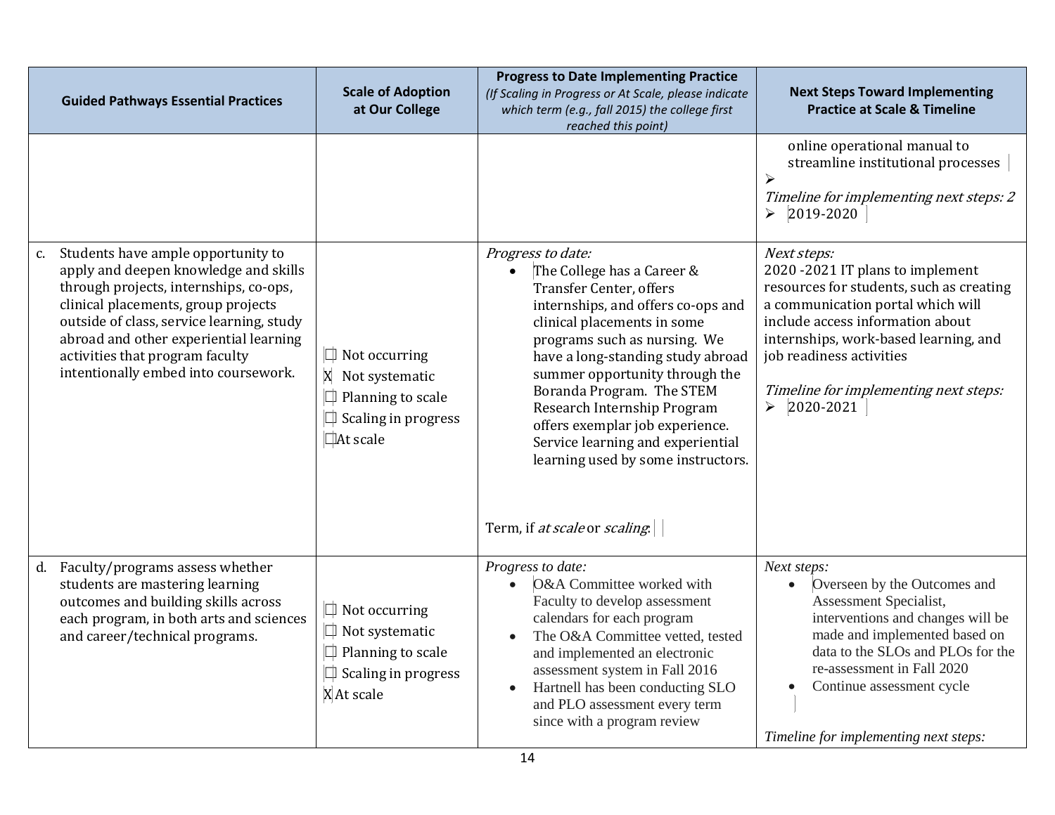| Guided Pathways Essential Practices | Scale of Adoption at Our College | Progress to Date Implementing Practice *(If Scaling in Progress or At Scale, please indicate which term (e.g., fall 2015) the college first reached this point)* | Next Steps Toward Implementing Practice at Scale & Timeline |
|---|---|---|---|
| | | | online operational manual to streamline institutional processes<br>➢<br>*Timeline for implementing next steps: 2*<br>➢ 2019-2020 |
| c. Students have ample opportunity to apply and deepen knowledge and skills through projects, internships, co-ops, clinical placements, group projects outside of class, service learning, study abroad and other experiential learning activities that program faculty intentionally embed into coursework. | ☐ Not occurring<br>X Not systematic<br>☐ Planning to scale<br>☐ Scaling in progress<br>☐At scale | *Progress to date:*<br>• The College has a Career & Transfer Center, offers internships, and offers co-ops and clinical placements in some programs such as nursing. We have a long-standing study abroad summer opportunity through the Boranda Program. The STEM Research Internship Program offers exemplar job experience. Service learning and experiential learning used by some instructors.<br><br>Term, if *at scale* or *scaling*: | *Next steps:*<br>2020 -2021 IT plans to implement resources for students, such as creating a communication portal which will include access information about internships, work-based learning, and job readiness activities<br><br>*Timeline for implementing next steps:*<br>➢ 2020-2021 |
| d. Faculty/programs assess whether students are mastering learning outcomes and building skills across each program, in both arts and sciences and career/technical programs. | ☐ Not occurring<br>☐ Not systematic<br>☐ Planning to scale<br>☐ Scaling in progress<br>X At scale | *Progress to date:*<br>• O&A Committee worked with Faculty to develop assessment calendars for each program<br>• The O&A Committee vetted, tested and implemented an electronic assessment system in Fall 2016<br>• Hartnell has been conducting SLO and PLO assessment every term since with a program review | *Next steps:*<br>• Overseen by the Outcomes and Assessment Specialist, interventions and changes will be made and implemented based on data to the SLOs and PLOs for the re-assessment in Fall 2020<br>• Continue assessment cycle<br><br>*Timeline for implementing next steps:* |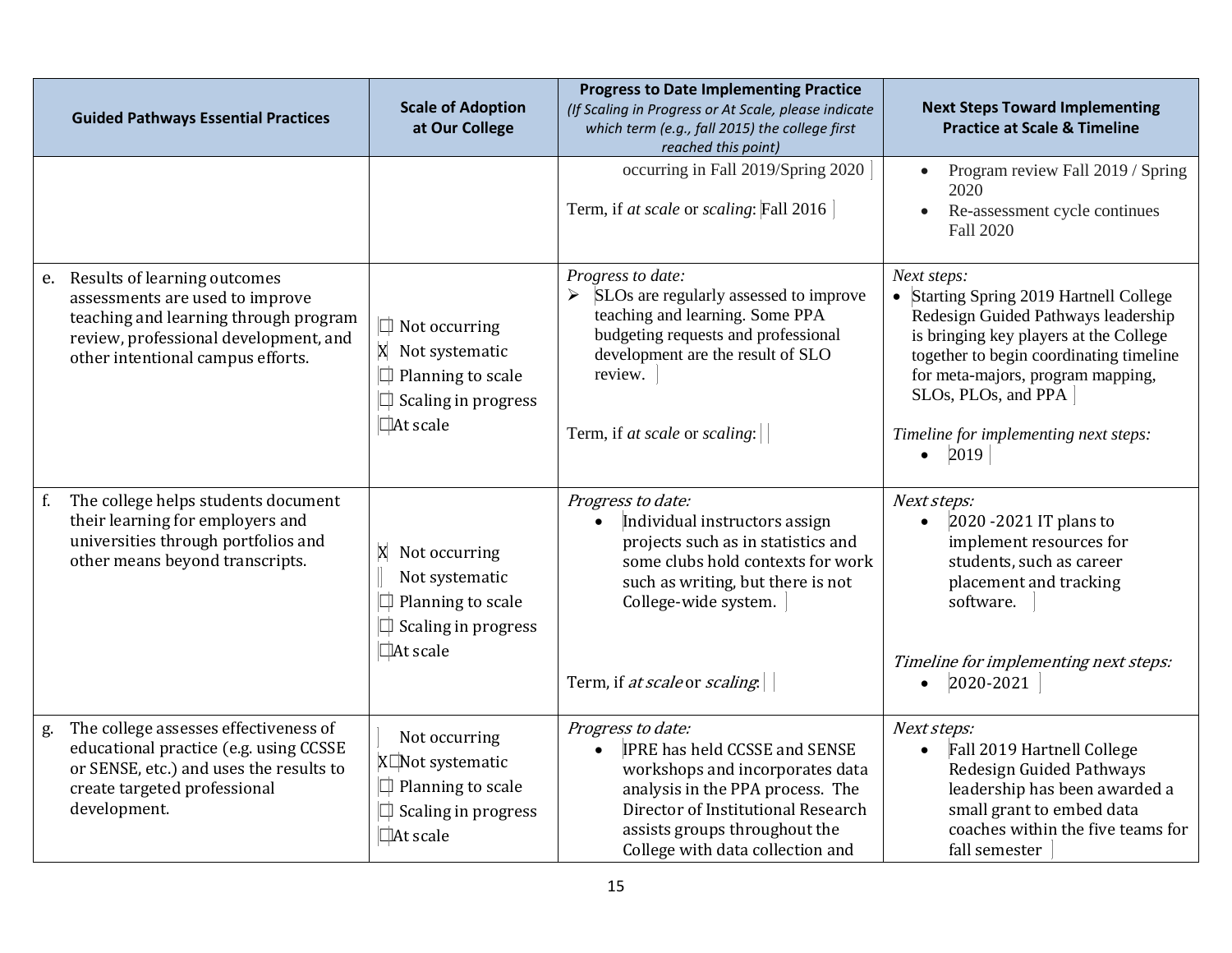| Guided Pathways Essential Practices | Scale of Adoption at Our College | Progress to Date Implementing Practice *(If Scaling in Progress or At Scale, please indicate which term (e.g., fall 2015) the college first reached this point)* | Next Steps Toward Implementing Practice at Scale & Timeline |
|---|---|---|---|
| | | occurring in Fall 2019/Spring 2020<br><br>Term, if *at scale* or *scaling*: Fall 2016 | • Program review Fall 2019 / Spring 2020<br>• Re-assessment cycle continues Fall 2020 |
| e. Results of learning outcomes assessments are used to improve teaching and learning through program review, professional development, and other intentional campus efforts. | ☐ Not occurring<br>X Not systematic<br>☐ Planning to scale<br>☐ Scaling in progress<br>☐At scale | *Progress to date:*<br>➢ SLOs are regularly assessed to improve teaching and learning. Some PPA budgeting requests and professional development are the result of SLO review.<br><br>Term, if *at scale* or *scaling*: | *Next steps:*<br>• Starting Spring 2019 Hartnell College Redesign Guided Pathways leadership is bringing key players at the College together to begin coordinating timeline for meta-majors, program mapping, SLOs, PLOs, and PPA<br><br>*Timeline for implementing next steps:*<br>• 2019 |
| f. The college helps students document their learning for employers and universities through portfolios and other means beyond transcripts. | X Not occurring<br>Not systematic<br>☐ Planning to scale<br>☐ Scaling in progress<br>☐At scale | *Progress to date:*<br>• Individual instructors assign projects such as in statistics and some clubs hold contexts for work such as writing, but there is not College-wide system.<br><br>Term, if *at scale* or *scaling*: | *Next steps:*<br>• 2020 -2021 IT plans to implement resources for students, such as career placement and tracking software.<br><br>*Timeline for implementing next steps:*<br>• 2020-2021 |
| g. The college assesses effectiveness of educational practice (e.g. using CCSSE or SENSE, etc.) and uses the results to create targeted professional development. | Not occurring<br>X☐Not systematic<br>☐ Planning to scale<br>☐ Scaling in progress<br>☐At scale | *Progress to date:*<br>• IPRE has held CCSSE and SENSE workshops and incorporates data analysis in the PPA process. The Director of Institutional Research assists groups throughout the College with data collection and | *Next steps:*<br>• Fall 2019 Hartnell College Redesign Guided Pathways leadership has been awarded a small grant to embed data coaches within the five teams for fall semester |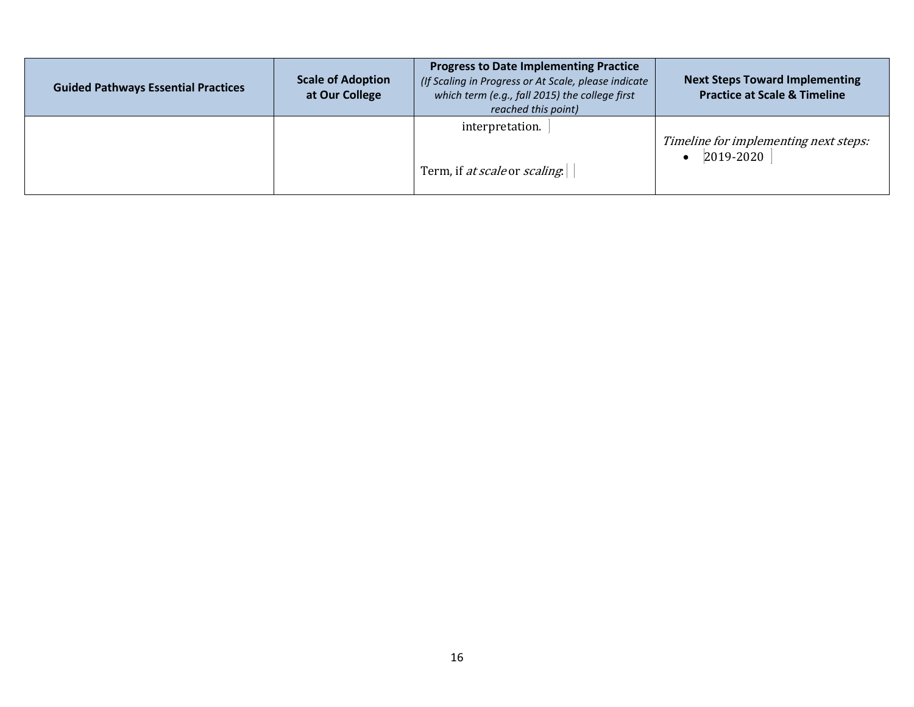| Guided Pathways Essential Practices | Scale of Adoption at Our College | Progress to Date Implementing Practice *(If Scaling in Progress or At Scale, please indicate which term (e.g., fall 2015) the college first reached this point)* | Next Steps Toward Implementing Practice at Scale & Timeline |
|---|---|---|---|
| | | interpretation.<br><br>Term, if *at scale* or *scaling*: | *Timeline for implementing next steps:*<br>• 2019-2020 |